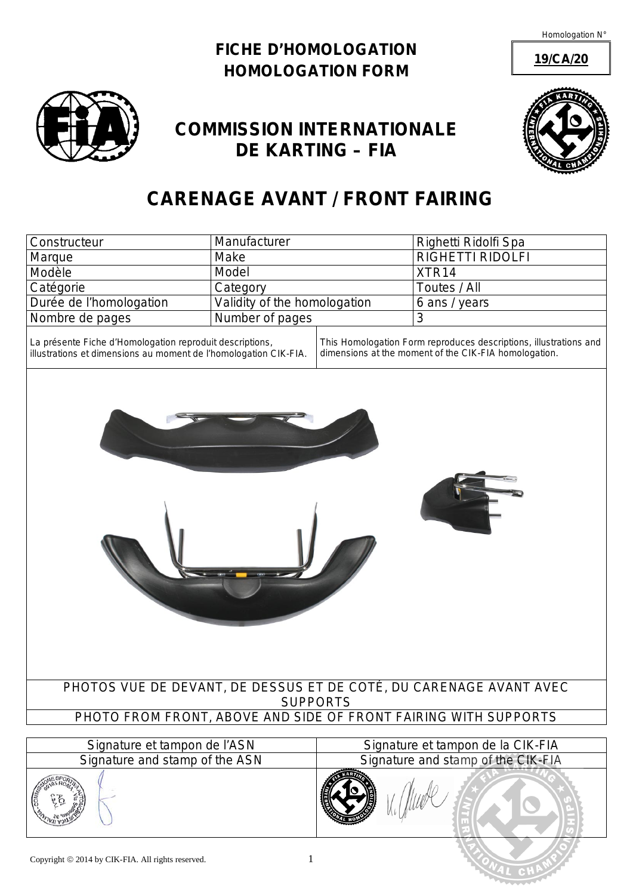Homologation N°

**19/CA/20**

# FICHE D'HOMOLOGATION
# HOMOLOGATION FORM

## COMMISSION INTERNATIONALE DE KARTING – FIA

## CARENAGE AVANT / FRONT FAIRING

| Constructeur | Manufacturer | Righetti Ridolfi Spa |
|---|---|---|
| Marque | Make | RIGHETTI RIDOLFI |
| Modèle | Model | XTR14 |
| Catégorie | Category | Toutes / All |
| Durée de l'homologation | Validity of the homologation | 6 ans / years |
| Nombre de pages | Number of pages | 3 |

La présente Fiche d'Homologation reproduit descriptions, illustrations et dimensions au moment de l'homologation CIK-FIA.

This Homologation Form reproduces descriptions, illustrations and dimensions at the moment of the CIK-FIA homologation.

PHOTOS VUE DE DEVANT, DE DESSUS ET DE COTÉ, DU CARENAGE AVANT AVEC SUPPORTS

PHOTO FROM FRONT, ABOVE AND SIDE OF FRONT FAIRING WITH SUPPORTS

| Signature et tampon de l'ASN | Signature et tampon de la CIK-FIA |
|---|---|
| Signature and stamp of the ASN | Signature and stamp of the CIK-FIA |

Copyright © 2014 by CIK-FIA. All rights reserved.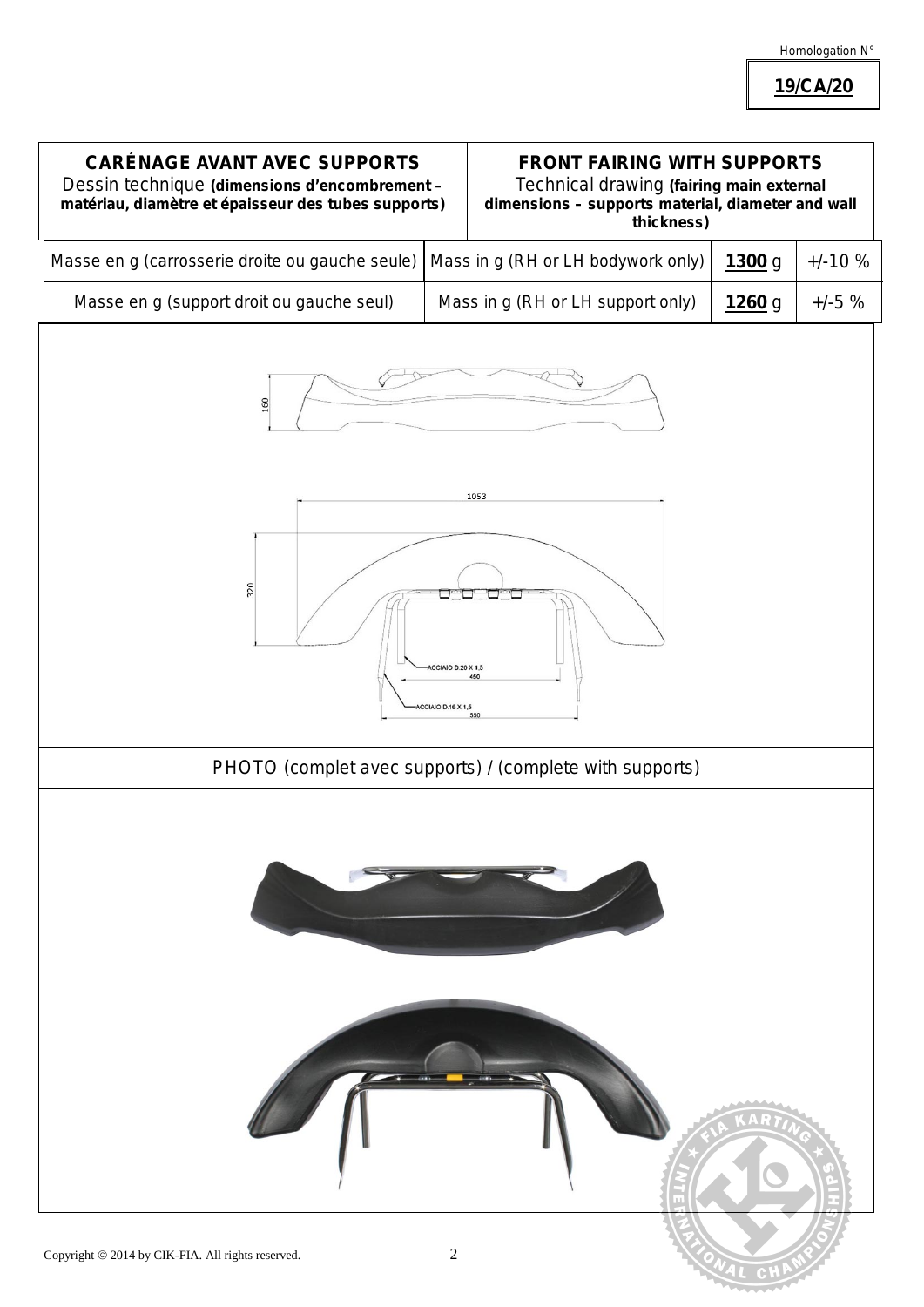Homologation N°

**19/CA/20**

| CARÉNAGE AVANT AVEC SUPPORTS<br>Dessin technique **(dimensions d'encombrement – matériau, diamètre et épaisseur des tubes supports)** | FRONT FAIRING WITH SUPPORTS<br>Technical drawing **(fairing main external dimensions – supports material, diameter and wall thickness)** | | |
|---|---|---|---|
| Masse en g (carrosserie droite ou gauche seule) | Mass in g (RH or LH bodywork only) | **1300** g | +/-10 % |
| Masse en g (support droit ou gauche seul) | Mass in g (RH or LH support only) | **1260** g | +/-5 % |

160

1053

320

ACCIAIO D.20 X 1,5
450

ACCIAIO D.16 X 1,5
550

PHOTO (complet avec supports) / (complete with supports)

Copyright © 2014 by CIK-FIA. All rights reserved.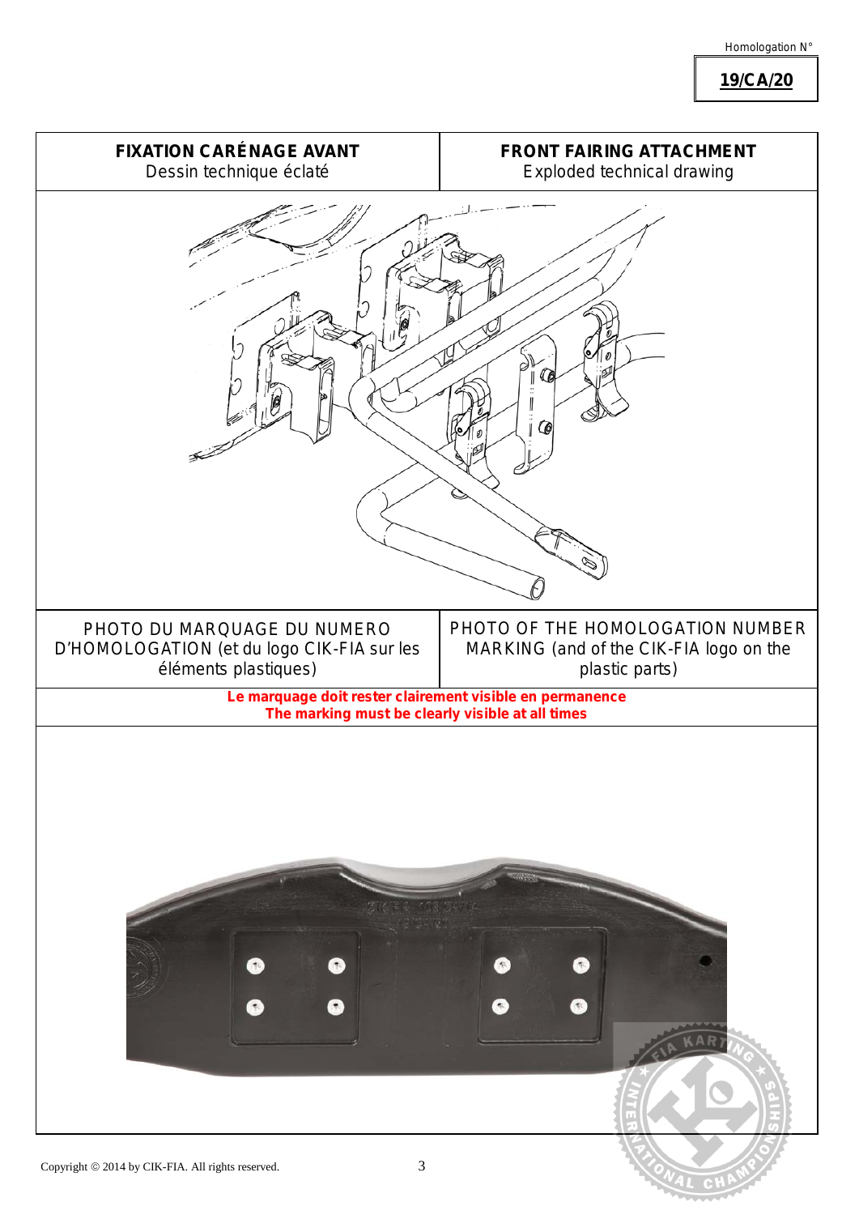Homologation N°

**19/CA/20**

| **FIXATION CARÉNAGE AVANT**<br>Dessin technique éclaté | **FRONT FAIRING ATTACHMENT**<br>Exploded technical drawing |
|---|---|
| PHOTO DU MARQUAGE DU NUMERO D'HOMOLOGATION (et du logo CIK-FIA sur les éléments plastiques) | PHOTO OF THE HOMOLOGATION NUMBER MARKING (and of the CIK-FIA logo on the plastic parts) |

**Le marquage doit rester clairement visible en permanence**
**The marking must be clearly visible at all times**

Copyright © 2014 by CIK-FIA. All rights reserved.